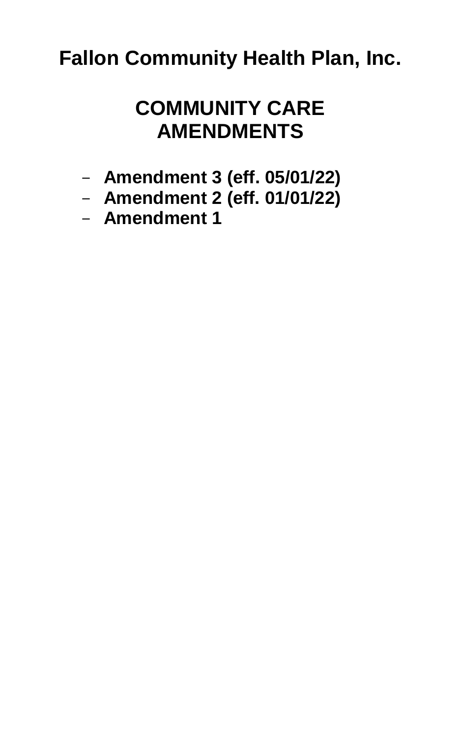# Fallon Community Health Plan, Inc.

## COMMUNITY CARE AMENDMENTS

- **Amendment 3 (eff. 05/01/22)**
- **Amendment 2 (eff. 01/01/22)**
- **Amendment 1**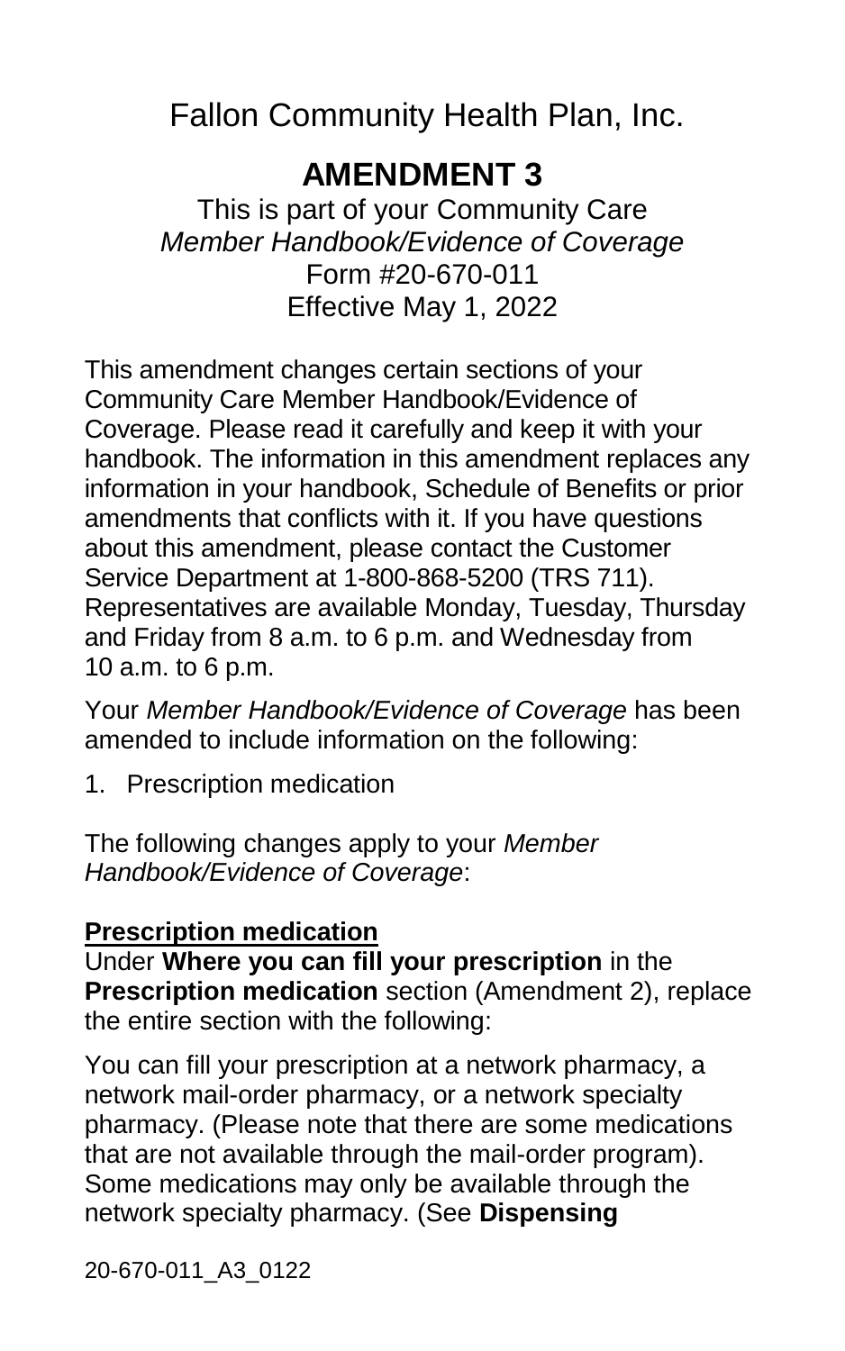# Fallon Community Health Plan, Inc.

## AMENDMENT 3

This is part of your Community Care
*Member Handbook/Evidence of Coverage*
Form #20-670-011
Effective May 1, 2022

This amendment changes certain sections of your Community Care Member Handbook/Evidence of Coverage. Please read it carefully and keep it with your handbook. The information in this amendment replaces any information in your handbook, Schedule of Benefits or prior amendments that conflicts with it. If you have questions about this amendment, please contact the Customer Service Department at 1-800-868-5200 (TRS 711). Representatives are available Monday, Tuesday, Thursday and Friday from 8 a.m. to 6 p.m. and Wednesday from 10 a.m. to 6 p.m.

Your *Member Handbook/Evidence of Coverage* has been amended to include information on the following:

1. Prescription medication

The following changes apply to your *Member Handbook/Evidence of Coverage*:

**Prescription medication**

Under **Where you can fill your prescription** in the **Prescription medication** section (Amendment 2), replace the entire section with the following:

You can fill your prescription at a network pharmacy, a network mail-order pharmacy, or a network specialty pharmacy. (Please note that there are some medications that are not available through the mail-order program). Some medications may only be available through the network specialty pharmacy. (See **Dispensing**

20-670-011_A3_0122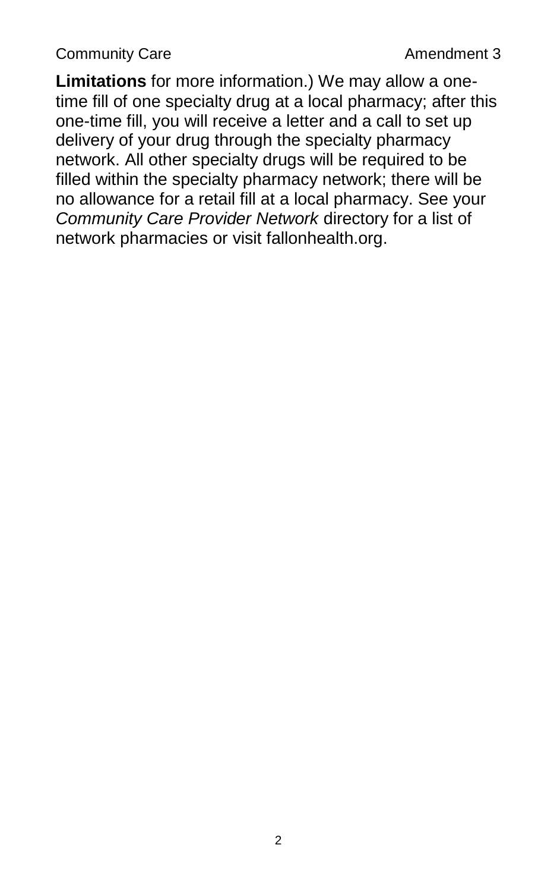**Limitations** for more information.) We may allow a one-time fill of one specialty drug at a local pharmacy; after this one-time fill, you will receive a letter and a call to set up delivery of your drug through the specialty pharmacy network. All other specialty drugs will be required to be filled within the specialty pharmacy network; there will be no allowance for a retail fill at a local pharmacy. See your *Community Care Provider Network* directory for a list of network pharmacies or visit fallonhealth.org.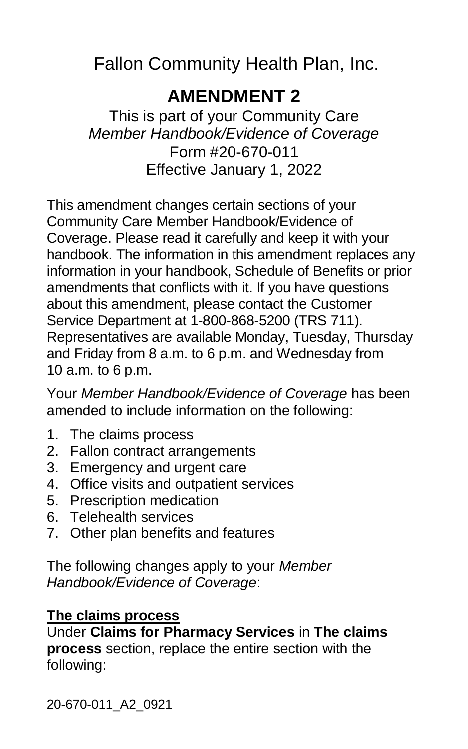# Fallon Community Health Plan, Inc.

## AMENDMENT 2

This is part of your Community Care
*Member Handbook/Evidence of Coverage*
Form #20-670-011
Effective January 1, 2022

This amendment changes certain sections of your Community Care Member Handbook/Evidence of Coverage. Please read it carefully and keep it with your handbook. The information in this amendment replaces any information in your handbook, Schedule of Benefits or prior amendments that conflicts with it. If you have questions about this amendment, please contact the Customer Service Department at 1-800-868-5200 (TRS 711). Representatives are available Monday, Tuesday, Thursday and Friday from 8 a.m. to 6 p.m. and Wednesday from 10 a.m. to 6 p.m.

Your *Member Handbook/Evidence of Coverage* has been amended to include information on the following:

1. The claims process
2. Fallon contract arrangements
3. Emergency and urgent care
4. Office visits and outpatient services
5. Prescription medication
6. Telehealth services
7. Other plan benefits and features

The following changes apply to your *Member Handbook/Evidence of Coverage*:

**The claims process**

Under **Claims for Pharmacy Services** in **The claims process** section, replace the entire section with the following:

20-670-011_A2_0921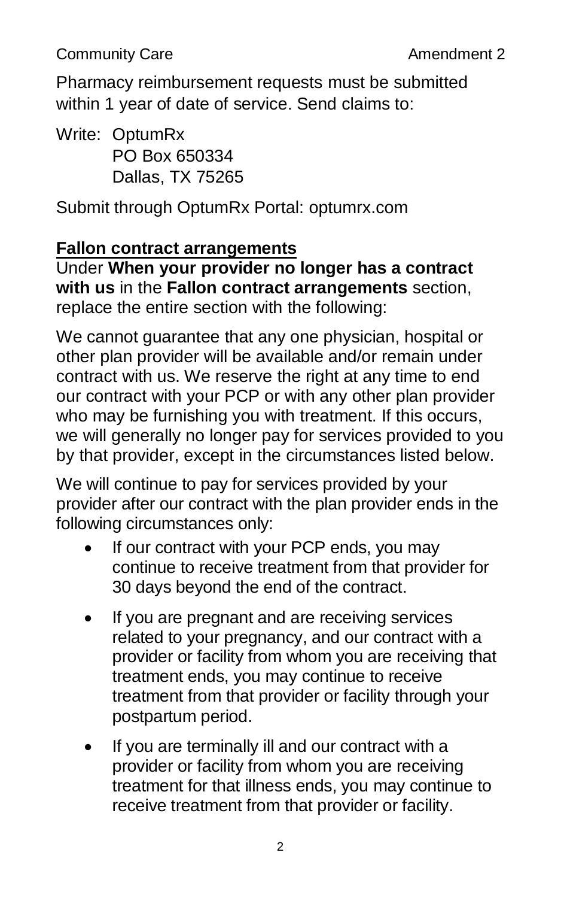Pharmacy reimbursement requests must be submitted within 1 year of date of service. Send claims to:

Write: OptumRx
PO Box 650334
Dallas, TX 75265

Submit through OptumRx Portal: optumrx.com

## Fallon contract arrangements

Under **When your provider no longer has a contract with us** in the **Fallon contract arrangements** section, replace the entire section with the following:

We cannot guarantee that any one physician, hospital or other plan provider will be available and/or remain under contract with us. We reserve the right at any time to end our contract with your PCP or with any other plan provider who may be furnishing you with treatment. If this occurs, we will generally no longer pay for services provided to you by that provider, except in the circumstances listed below.

We will continue to pay for services provided by your provider after our contract with the plan provider ends in the following circumstances only:

- If our contract with your PCP ends, you may continue to receive treatment from that provider for 30 days beyond the end of the contract.
- If you are pregnant and are receiving services related to your pregnancy, and our contract with a provider or facility from whom you are receiving that treatment ends, you may continue to receive treatment from that provider or facility through your postpartum period.
- If you are terminally ill and our contract with a provider or facility from whom you are receiving treatment for that illness ends, you may continue to receive treatment from that provider or facility.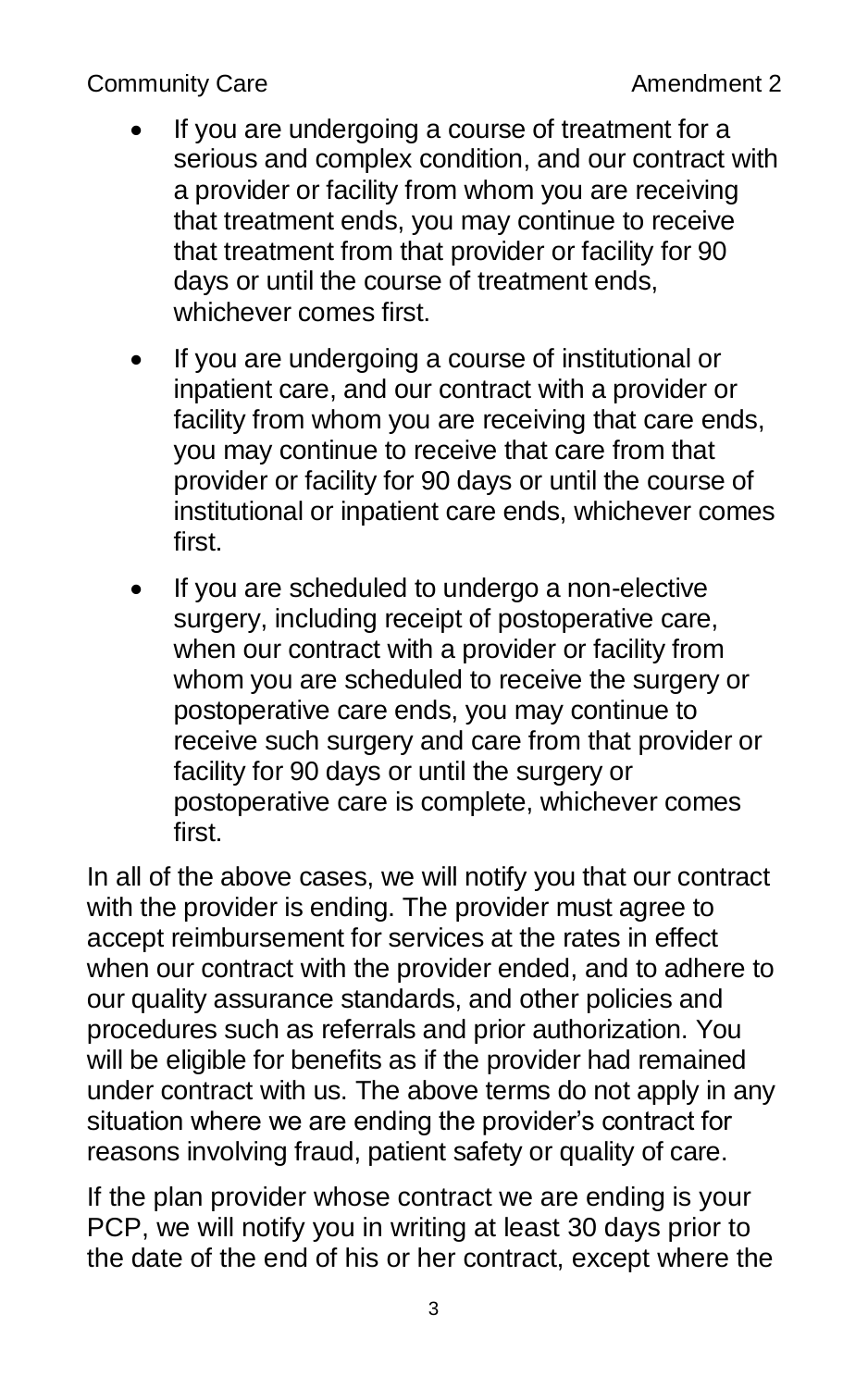- If you are undergoing a course of treatment for a serious and complex condition, and our contract with a provider or facility from whom you are receiving that treatment ends, you may continue to receive that treatment from that provider or facility for 90 days or until the course of treatment ends, whichever comes first.
- If you are undergoing a course of institutional or inpatient care, and our contract with a provider or facility from whom you are receiving that care ends, you may continue to receive that care from that provider or facility for 90 days or until the course of institutional or inpatient care ends, whichever comes first.
- If you are scheduled to undergo a non-elective surgery, including receipt of postoperative care, when our contract with a provider or facility from whom you are scheduled to receive the surgery or postoperative care ends, you may continue to receive such surgery and care from that provider or facility for 90 days or until the surgery or postoperative care is complete, whichever comes first.

In all of the above cases, we will notify you that our contract with the provider is ending. The provider must agree to accept reimbursement for services at the rates in effect when our contract with the provider ended, and to adhere to our quality assurance standards, and other policies and procedures such as referrals and prior authorization. You will be eligible for benefits as if the provider had remained under contract with us. The above terms do not apply in any situation where we are ending the provider's contract for reasons involving fraud, patient safety or quality of care.

If the plan provider whose contract we are ending is your PCP, we will notify you in writing at least 30 days prior to the date of the end of his or her contract, except where the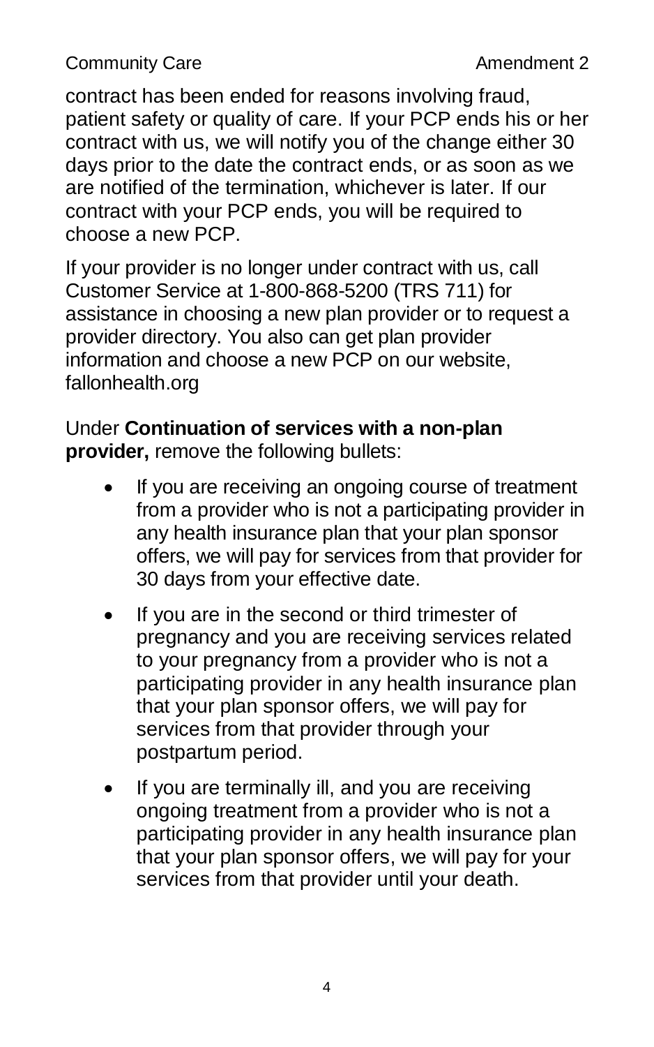contract has been ended for reasons involving fraud, patient safety or quality of care. If your PCP ends his or her contract with us, we will notify you of the change either 30 days prior to the date the contract ends, or as soon as we are notified of the termination, whichever is later. If our contract with your PCP ends, you will be required to choose a new PCP.

If your provider is no longer under contract with us, call Customer Service at 1-800-868-5200 (TRS 711) for assistance in choosing a new plan provider or to request a provider directory. You also can get plan provider information and choose a new PCP on our website, fallonhealth.org

Under **Continuation of services with a non-plan provider,** remove the following bullets:

- If you are receiving an ongoing course of treatment from a provider who is not a participating provider in any health insurance plan that your plan sponsor offers, we will pay for services from that provider for 30 days from your effective date.
- If you are in the second or third trimester of pregnancy and you are receiving services related to your pregnancy from a provider who is not a participating provider in any health insurance plan that your plan sponsor offers, we will pay for services from that provider through your postpartum period.
- If you are terminally ill, and you are receiving ongoing treatment from a provider who is not a participating provider in any health insurance plan that your plan sponsor offers, we will pay for your services from that provider until your death.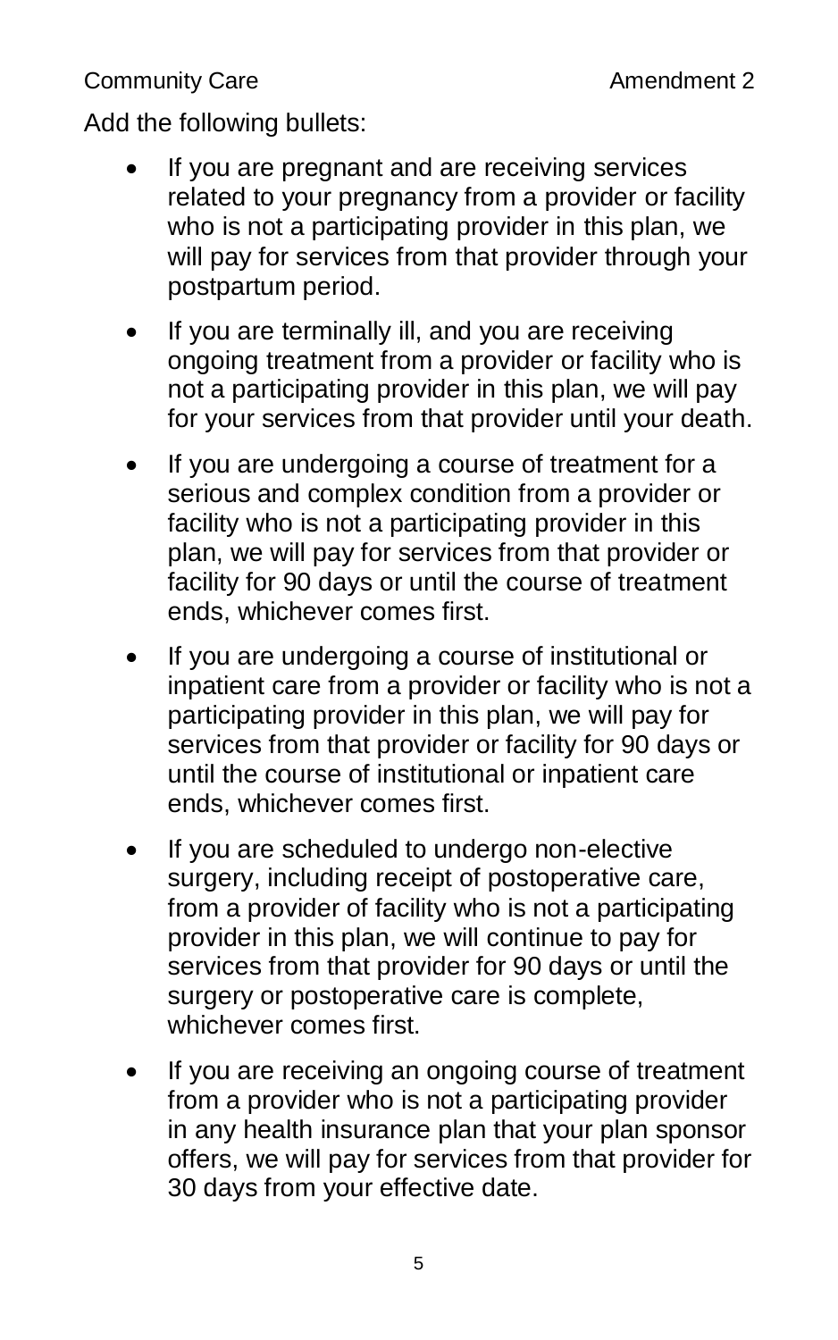Add the following bullets:

- If you are pregnant and are receiving services related to your pregnancy from a provider or facility who is not a participating provider in this plan, we will pay for services from that provider through your postpartum period.
- If you are terminally ill, and you are receiving ongoing treatment from a provider or facility who is not a participating provider in this plan, we will pay for your services from that provider until your death.
- If you are undergoing a course of treatment for a serious and complex condition from a provider or facility who is not a participating provider in this plan, we will pay for services from that provider or facility for 90 days or until the course of treatment ends, whichever comes first.
- If you are undergoing a course of institutional or inpatient care from a provider or facility who is not a participating provider in this plan, we will pay for services from that provider or facility for 90 days or until the course of institutional or inpatient care ends, whichever comes first.
- If you are scheduled to undergo non-elective surgery, including receipt of postoperative care, from a provider of facility who is not a participating provider in this plan, we will continue to pay for services from that provider for 90 days or until the surgery or postoperative care is complete, whichever comes first.
- If you are receiving an ongoing course of treatment from a provider who is not a participating provider in any health insurance plan that your plan sponsor offers, we will pay for services from that provider for 30 days from your effective date.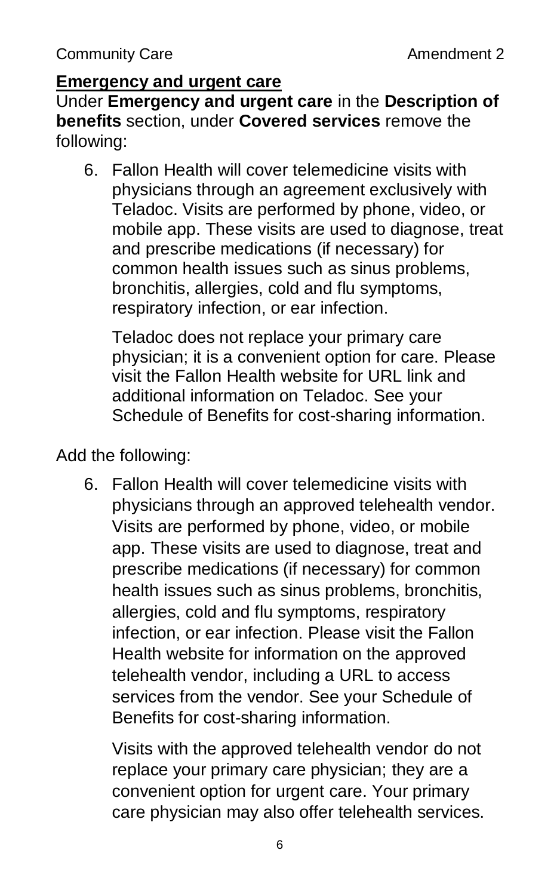**Emergency and urgent care**

Under **Emergency and urgent care** in the **Description of benefits** section, under **Covered services** remove the following:

6. Fallon Health will cover telemedicine visits with physicians through an agreement exclusively with Teladoc. Visits are performed by phone, video, or mobile app. These visits are used to diagnose, treat and prescribe medications (if necessary) for common health issues such as sinus problems, bronchitis, allergies, cold and flu symptoms, respiratory infection, or ear infection.

   Teladoc does not replace your primary care physician; it is a convenient option for care. Please visit the Fallon Health website for URL link and additional information on Teladoc. See your Schedule of Benefits for cost-sharing information.

Add the following:

6. Fallon Health will cover telemedicine visits with physicians through an approved telehealth vendor. Visits are performed by phone, video, or mobile app. These visits are used to diagnose, treat and prescribe medications (if necessary) for common health issues such as sinus problems, bronchitis, allergies, cold and flu symptoms, respiratory infection, or ear infection. Please visit the Fallon Health website for information on the approved telehealth vendor, including a URL to access services from the vendor. See your Schedule of Benefits for cost-sharing information.

   Visits with the approved telehealth vendor do not replace your primary care physician; they are a convenient option for urgent care. Your primary care physician may also offer telehealth services.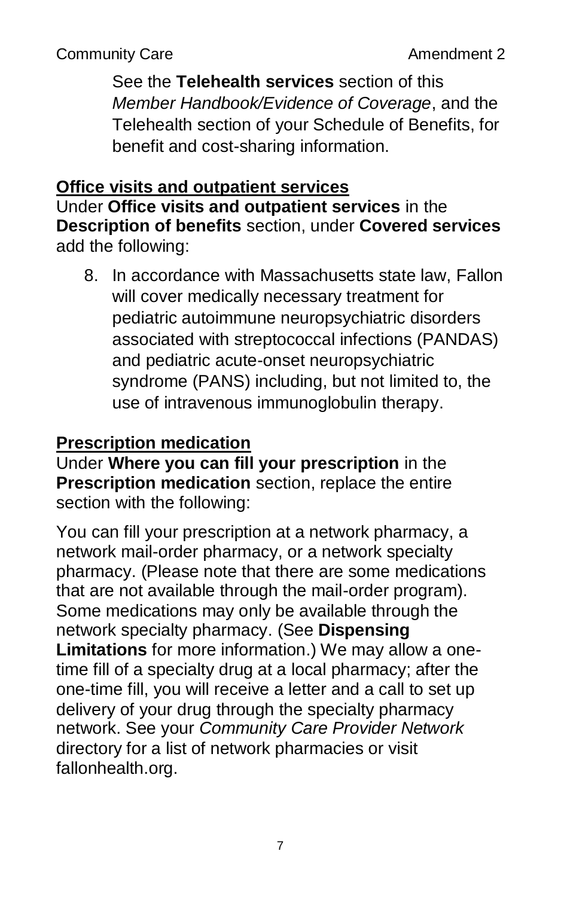See the **Telehealth services** section of this *Member Handbook/Evidence of Coverage*, and the Telehealth section of your Schedule of Benefits, for benefit and cost-sharing information.

## Office visits and outpatient services

Under **Office visits and outpatient services** in the **Description of benefits** section, under **Covered services** add the following:

8. In accordance with Massachusetts state law, Fallon will cover medically necessary treatment for pediatric autoimmune neuropsychiatric disorders associated with streptococcal infections (PANDAS) and pediatric acute-onset neuropsychiatric syndrome (PANS) including, but not limited to, the use of intravenous immunoglobulin therapy.

## Prescription medication

Under **Where you can fill your prescription** in the **Prescription medication** section, replace the entire section with the following:

You can fill your prescription at a network pharmacy, a network mail-order pharmacy, or a network specialty pharmacy. (Please note that there are some medications that are not available through the mail-order program). Some medications may only be available through the network specialty pharmacy. (See **Dispensing Limitations** for more information.) We may allow a one-time fill of a specialty drug at a local pharmacy; after the one-time fill, you will receive a letter and a call to set up delivery of your drug through the specialty pharmacy network. See your *Community Care Provider Network* directory for a list of network pharmacies or visit fallonhealth.org.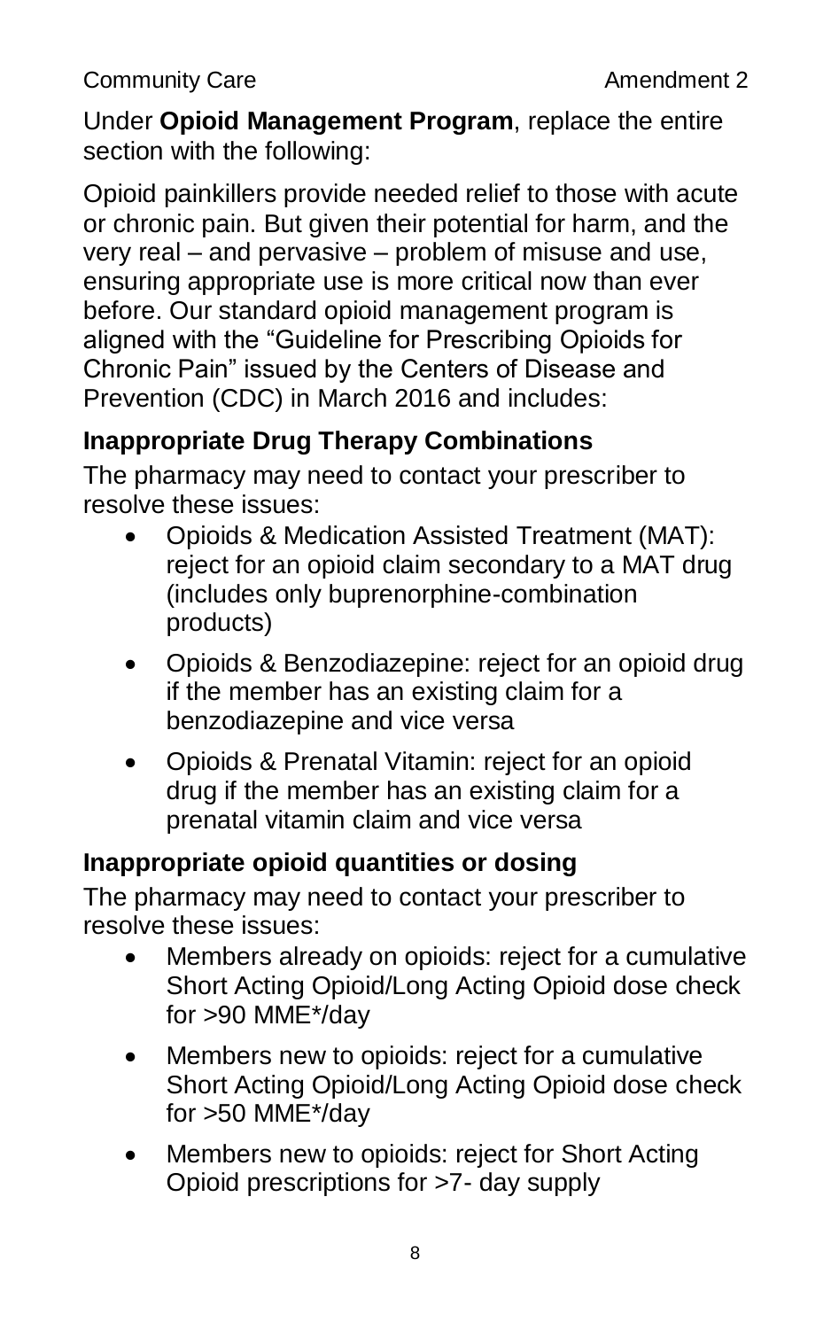Under **Opioid Management Program**, replace the entire section with the following:

Opioid painkillers provide needed relief to those with acute or chronic pain. But given their potential for harm, and the very real – and pervasive – problem of misuse and use, ensuring appropriate use is more critical now than ever before. Our standard opioid management program is aligned with the "Guideline for Prescribing Opioids for Chronic Pain" issued by the Centers of Disease and Prevention (CDC) in March 2016 and includes:

**Inappropriate Drug Therapy Combinations**

The pharmacy may need to contact your prescriber to resolve these issues:

- Opioids & Medication Assisted Treatment (MAT): reject for an opioid claim secondary to a MAT drug (includes only buprenorphine-combination products)
- Opioids & Benzodiazepine: reject for an opioid drug if the member has an existing claim for a benzodiazepine and vice versa
- Opioids & Prenatal Vitamin: reject for an opioid drug if the member has an existing claim for a prenatal vitamin claim and vice versa

**Inappropriate opioid quantities or dosing**

The pharmacy may need to contact your prescriber to resolve these issues:

- Members already on opioids: reject for a cumulative Short Acting Opioid/Long Acting Opioid dose check for >90 MME*/day
- Members new to opioids: reject for a cumulative Short Acting Opioid/Long Acting Opioid dose check for >50 MME*/day
- Members new to opioids: reject for Short Acting Opioid prescriptions for >7- day supply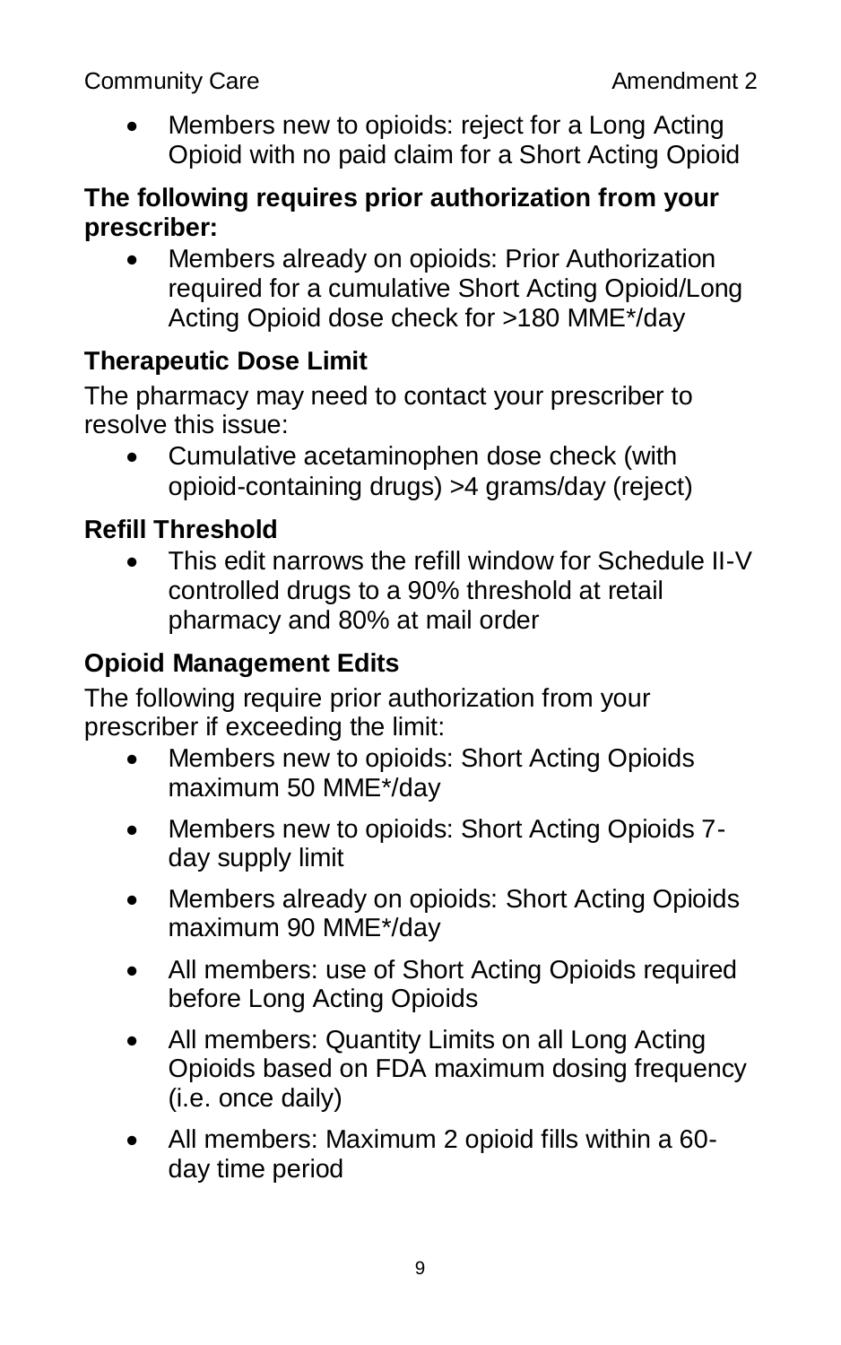- Members new to opioids: reject for a Long Acting Opioid with no paid claim for a Short Acting Opioid

**The following requires prior authorization from your prescriber:**

- Members already on opioids: Prior Authorization required for a cumulative Short Acting Opioid/Long Acting Opioid dose check for >180 MME*/day

### Therapeutic Dose Limit

The pharmacy may need to contact your prescriber to resolve this issue:

- Cumulative acetaminophen dose check (with opioid-containing drugs) >4 grams/day (reject)

### Refill Threshold

- This edit narrows the refill window for Schedule II-V controlled drugs to a 90% threshold at retail pharmacy and 80% at mail order

### Opioid Management Edits

The following require prior authorization from your prescriber if exceeding the limit:

- Members new to opioids: Short Acting Opioids maximum 50 MME*/day
- Members new to opioids: Short Acting Opioids 7-day supply limit
- Members already on opioids: Short Acting Opioids maximum 90 MME*/day
- All members: use of Short Acting Opioids required before Long Acting Opioids
- All members: Quantity Limits on all Long Acting Opioids based on FDA maximum dosing frequency (i.e. once daily)
- All members: Maximum 2 opioid fills within a 60-day time period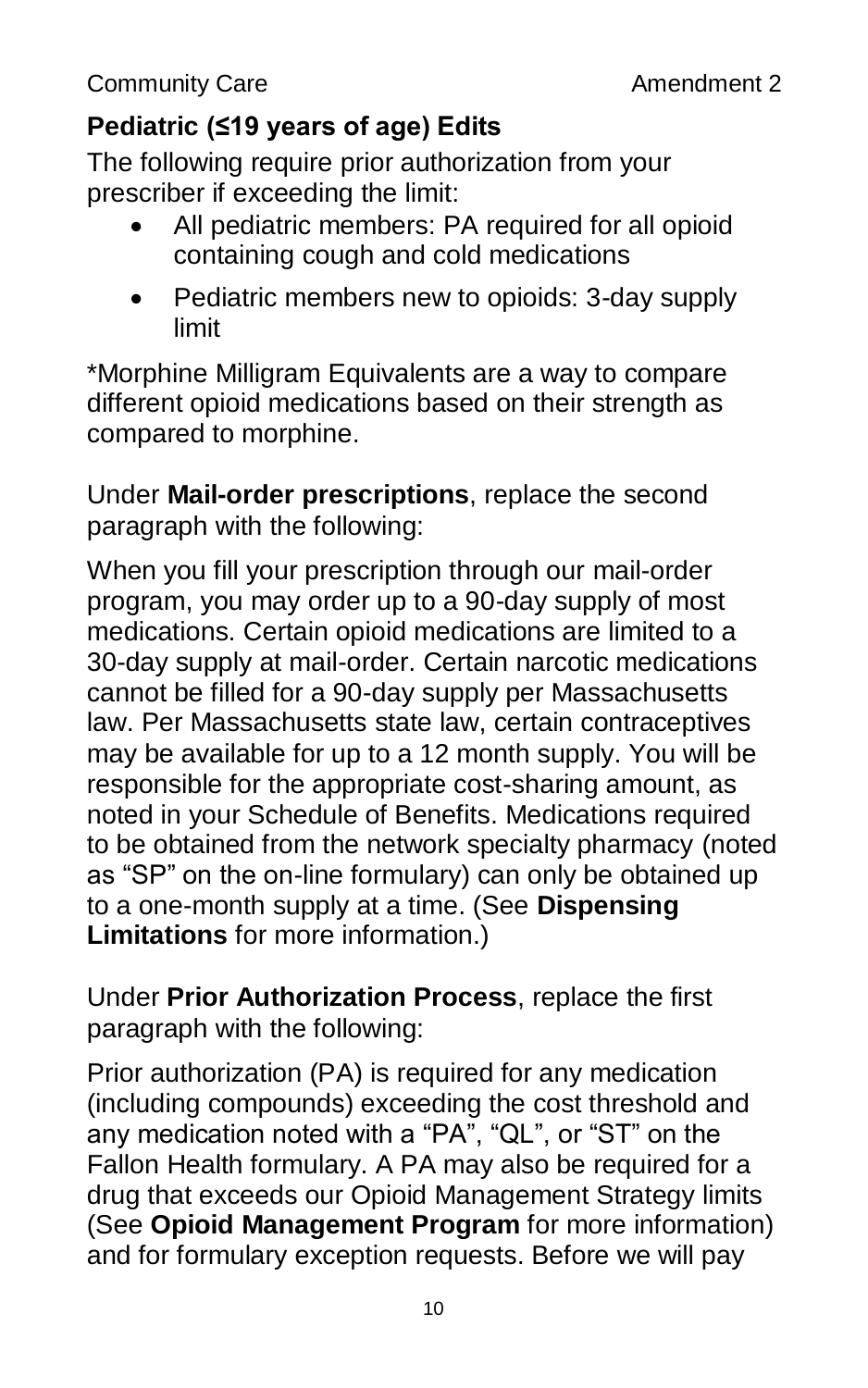**Pediatric (≤19 years of age) Edits**

The following require prior authorization from your prescriber if exceeding the limit:

- All pediatric members: PA required for all opioid containing cough and cold medications
- Pediatric members new to opioids: 3-day supply limit

*Morphine Milligram Equivalents are a way to compare different opioid medications based on their strength as compared to morphine.

Under **Mail-order prescriptions**, replace the second paragraph with the following:

When you fill your prescription through our mail-order program, you may order up to a 90-day supply of most medications. Certain opioid medications are limited to a 30-day supply at mail-order. Certain narcotic medications cannot be filled for a 90-day supply per Massachusetts law. Per Massachusetts state law, certain contraceptives may be available for up to a 12 month supply. You will be responsible for the appropriate cost-sharing amount, as noted in your Schedule of Benefits. Medications required to be obtained from the network specialty pharmacy (noted as "SP" on the on-line formulary) can only be obtained up to a one-month supply at a time. (See **Dispensing Limitations** for more information.)

Under **Prior Authorization Process**, replace the first paragraph with the following:

Prior authorization (PA) is required for any medication (including compounds) exceeding the cost threshold and any medication noted with a "PA", "QL", or "ST" on the Fallon Health formulary. A PA may also be required for a drug that exceeds our Opioid Management Strategy limits (See **Opioid Management Program** for more information) and for formulary exception requests. Before we will pay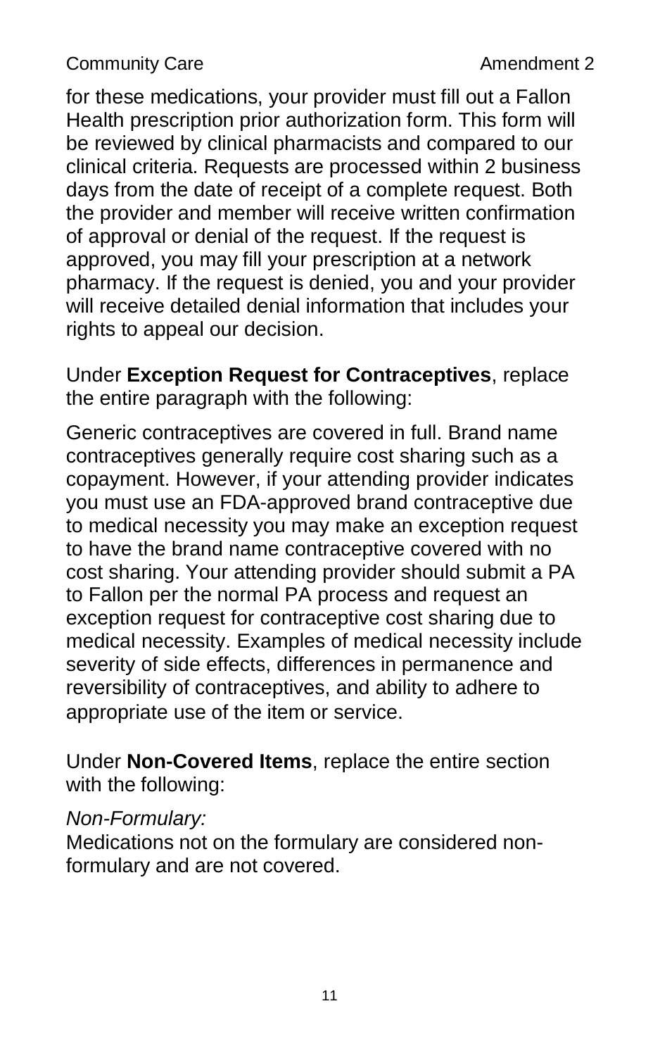for these medications, your provider must fill out a Fallon Health prescription prior authorization form. This form will be reviewed by clinical pharmacists and compared to our clinical criteria. Requests are processed within 2 business days from the date of receipt of a complete request. Both the provider and member will receive written confirmation of approval or denial of the request. If the request is approved, you may fill your prescription at a network pharmacy. If the request is denied, you and your provider will receive detailed denial information that includes your rights to appeal our decision.

Under **Exception Request for Contraceptives**, replace the entire paragraph with the following:

Generic contraceptives are covered in full. Brand name contraceptives generally require cost sharing such as a copayment. However, if your attending provider indicates you must use an FDA-approved brand contraceptive due to medical necessity you may make an exception request to have the brand name contraceptive covered with no cost sharing. Your attending provider should submit a PA to Fallon per the normal PA process and request an exception request for contraceptive cost sharing due to medical necessity. Examples of medical necessity include severity of side effects, differences in permanence and reversibility of contraceptives, and ability to adhere to appropriate use of the item or service.

Under **Non-Covered Items**, replace the entire section with the following:

*Non-Formulary:*
Medications not on the formulary are considered non-formulary and are not covered.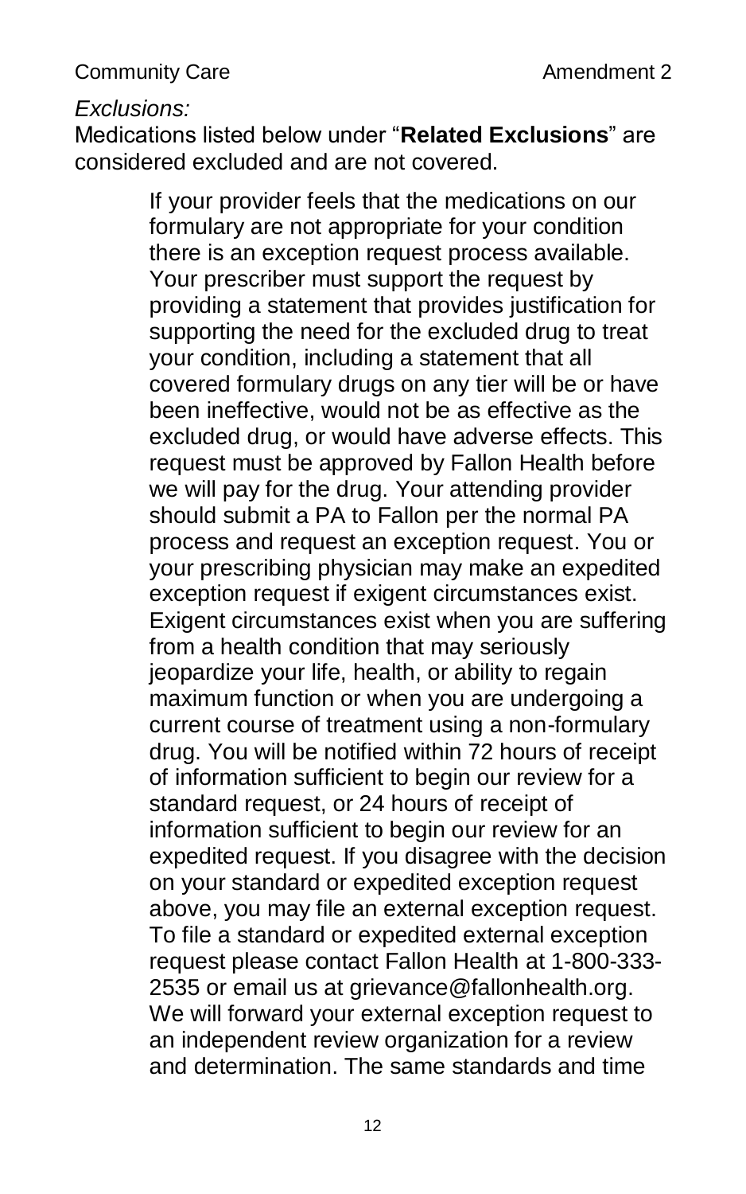*Exclusions:*

Medications listed below under "**Related Exclusions**" are considered excluded and are not covered.

> If your provider feels that the medications on our formulary are not appropriate for your condition there is an exception request process available. Your prescriber must support the request by providing a statement that provides justification for supporting the need for the excluded drug to treat your condition, including a statement that all covered formulary drugs on any tier will be or have been ineffective, would not be as effective as the excluded drug, or would have adverse effects. This request must be approved by Fallon Health before we will pay for the drug. Your attending provider should submit a PA to Fallon per the normal PA process and request an exception request. You or your prescribing physician may make an expedited exception request if exigent circumstances exist. Exigent circumstances exist when you are suffering from a health condition that may seriously jeopardize your life, health, or ability to regain maximum function or when you are undergoing a current course of treatment using a non-formulary drug. You will be notified within 72 hours of receipt of information sufficient to begin our review for a standard request, or 24 hours of receipt of information sufficient to begin our review for an expedited request. If you disagree with the decision on your standard or expedited exception request above, you may file an external exception request. To file a standard or expedited external exception request please contact Fallon Health at 1-800-333-2535 or email us at grievance@fallonhealth.org. We will forward your external exception request to an independent review organization for a review and determination. The same standards and time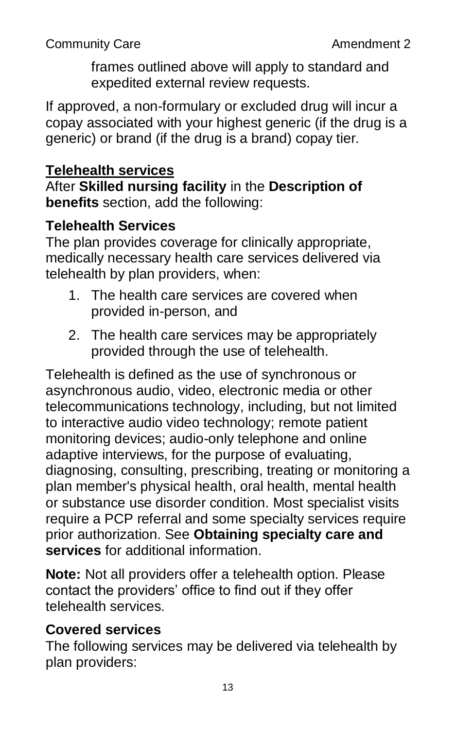frames outlined above will apply to standard and expedited external review requests.

If approved, a non-formulary or excluded drug will incur a copay associated with your highest generic (if the drug is a generic) or brand (if the drug is a brand) copay tier.

## Telehealth services

After **Skilled nursing facility** in the **Description of benefits** section, add the following:

### Telehealth Services

The plan provides coverage for clinically appropriate, medically necessary health care services delivered via telehealth by plan providers, when:

1. The health care services are covered when provided in-person, and
2. The health care services may be appropriately provided through the use of telehealth.

Telehealth is defined as the use of synchronous or asynchronous audio, video, electronic media or other telecommunications technology, including, but not limited to interactive audio video technology; remote patient monitoring devices; audio-only telephone and online adaptive interviews, for the purpose of evaluating, diagnosing, consulting, prescribing, treating or monitoring a plan member's physical health, oral health, mental health or substance use disorder condition. Most specialist visits require a PCP referral and some specialty services require prior authorization. See **Obtaining specialty care and services** for additional information.

**Note:** Not all providers offer a telehealth option. Please contact the providers' office to find out if they offer telehealth services.

### Covered services

The following services may be delivered via telehealth by plan providers: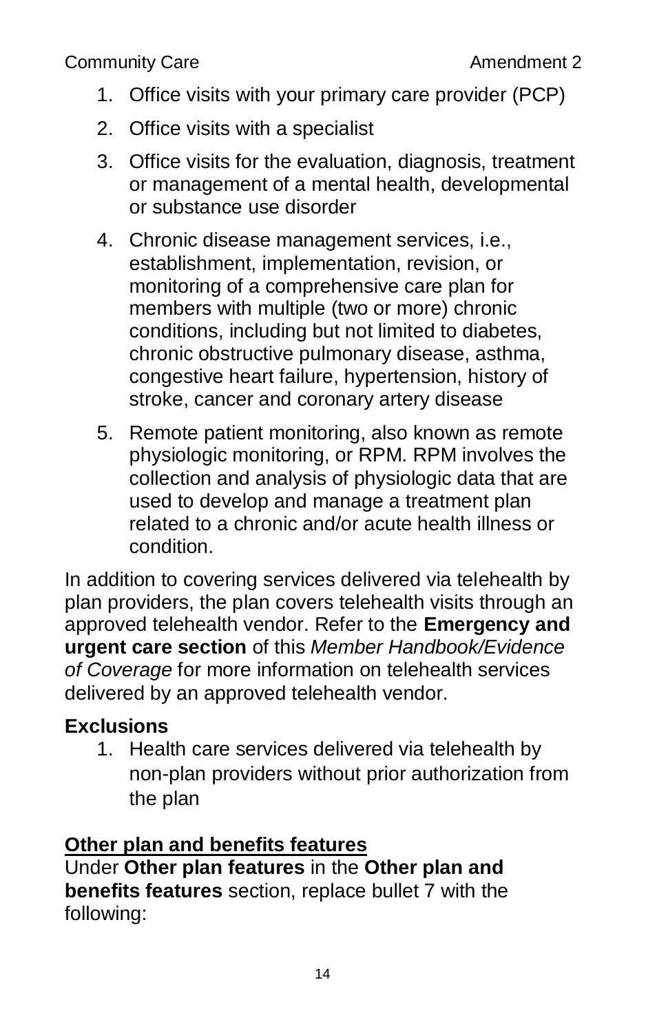1. Office visits with your primary care provider (PCP)
2. Office visits with a specialist
3. Office visits for the evaluation, diagnosis, treatment or management of a mental health, developmental or substance use disorder
4. Chronic disease management services, i.e., establishment, implementation, revision, or monitoring of a comprehensive care plan for members with multiple (two or more) chronic conditions, including but not limited to diabetes, chronic obstructive pulmonary disease, asthma, congestive heart failure, hypertension, history of stroke, cancer and coronary artery disease
5. Remote patient monitoring, also known as remote physiologic monitoring, or RPM. RPM involves the collection and analysis of physiologic data that are used to develop and manage a treatment plan related to a chronic and/or acute health illness or condition.

In addition to covering services delivered via telehealth by plan providers, the plan covers telehealth visits through an approved telehealth vendor. Refer to the **Emergency and urgent care section** of this *Member Handbook/Evidence of Coverage* for more information on telehealth services delivered by an approved telehealth vendor.

**Exclusions**

1. Health care services delivered via telehealth by non-plan providers without prior authorization from the plan

**Other plan and benefits features**

Under **Other plan features** in the **Other plan and benefits features** section, replace bullet 7 with the following: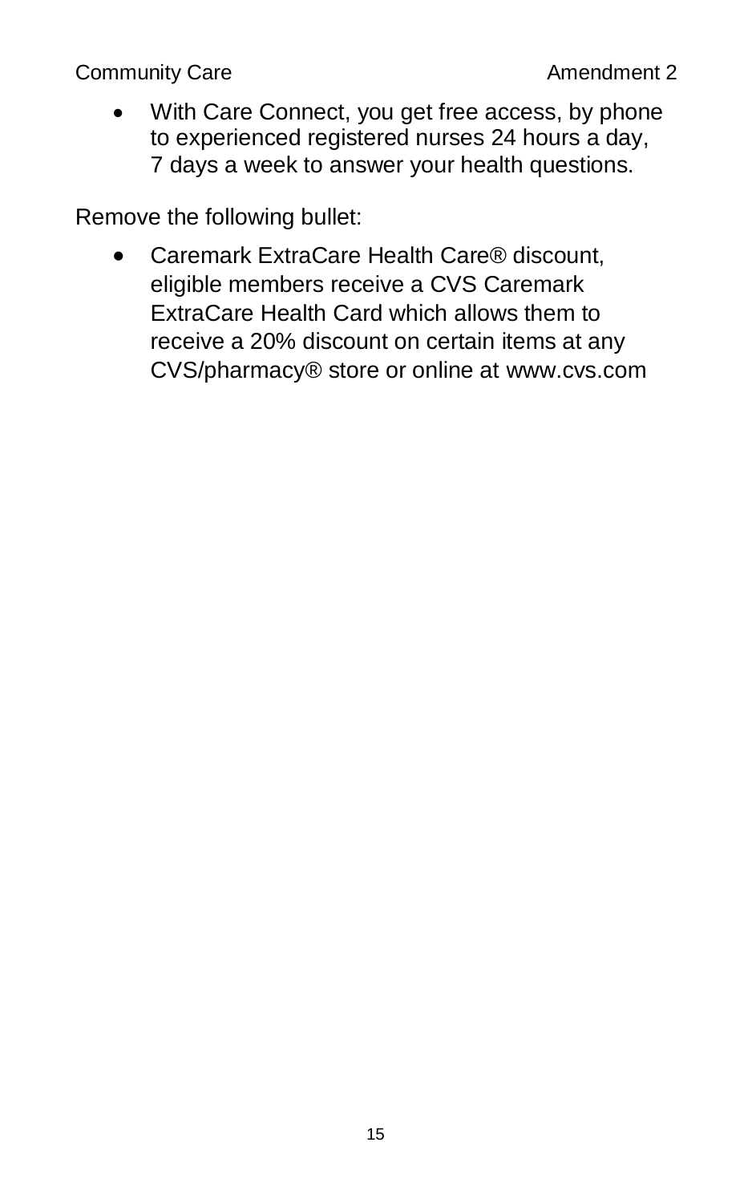- With Care Connect, you get free access, by phone to experienced registered nurses 24 hours a day, 7 days a week to answer your health questions.

Remove the following bullet:

- Caremark ExtraCare Health Care® discount, eligible members receive a CVS Caremark ExtraCare Health Card which allows them to receive a 20% discount on certain items at any CVS/pharmacy® store or online at www.cvs.com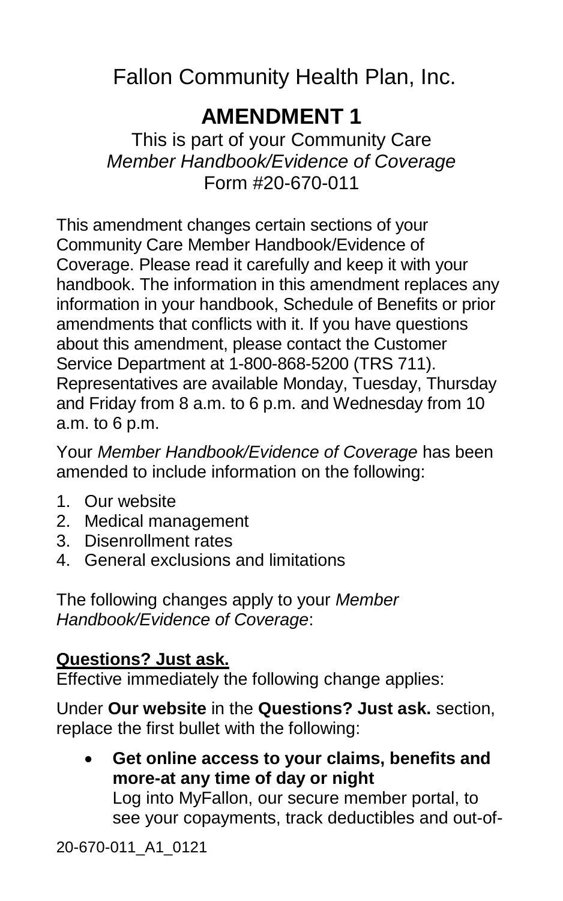# Fallon Community Health Plan, Inc.

## AMENDMENT 1

This is part of your Community Care
*Member Handbook/Evidence of Coverage*
Form #20-670-011

This amendment changes certain sections of your Community Care Member Handbook/Evidence of Coverage. Please read it carefully and keep it with your handbook. The information in this amendment replaces any information in your handbook, Schedule of Benefits or prior amendments that conflicts with it. If you have questions about this amendment, please contact the Customer Service Department at 1-800-868-5200 (TRS 711). Representatives are available Monday, Tuesday, Thursday and Friday from 8 a.m. to 6 p.m. and Wednesday from 10 a.m. to 6 p.m.

Your *Member Handbook/Evidence of Coverage* has been amended to include information on the following:

1. Our website
2. Medical management
3. Disenrollment rates
4. General exclusions and limitations

The following changes apply to your *Member Handbook/Evidence of Coverage*:

**Questions? Just ask.**

Effective immediately the following change applies:

Under **Our website** in the **Questions? Just ask.** section, replace the first bullet with the following:

- **Get online access to your claims, benefits and more-at any time of day or night**
  Log into MyFallon, our secure member portal, to see your copayments, track deductibles and out-of-

20-670-011_A1_0121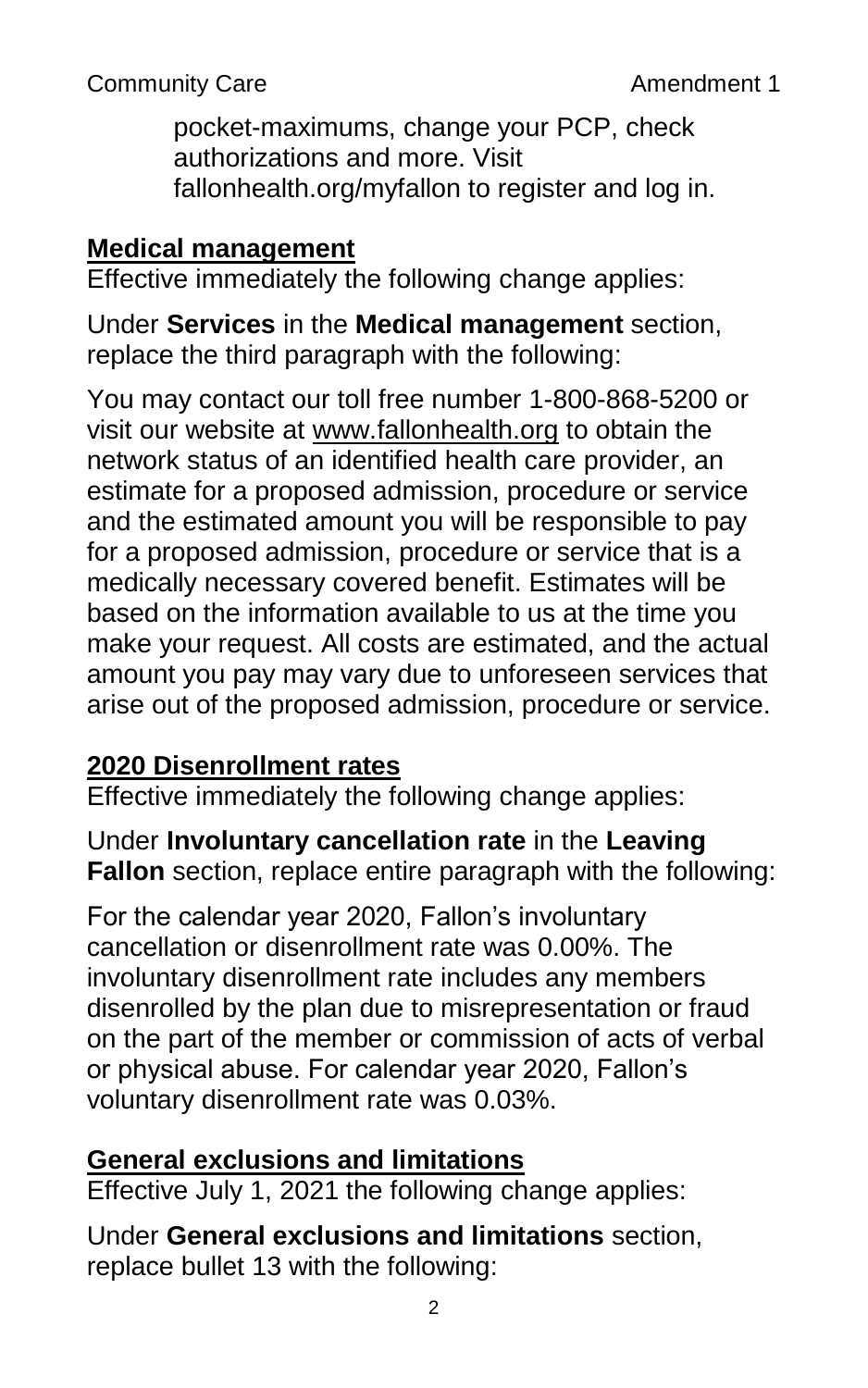pocket-maximums, change your PCP, check authorizations and more. Visit fallonhealth.org/myfallon to register and log in.

## Medical management

Effective immediately the following change applies:

Under **Services** in the **Medical management** section, replace the third paragraph with the following:

You may contact our toll free number 1-800-868-5200 or visit our website at www.fallonhealth.org to obtain the network status of an identified health care provider, an estimate for a proposed admission, procedure or service and the estimated amount you will be responsible to pay for a proposed admission, procedure or service that is a medically necessary covered benefit. Estimates will be based on the information available to us at the time you make your request. All costs are estimated, and the actual amount you pay may vary due to unforeseen services that arise out of the proposed admission, procedure or service.

## 2020 Disenrollment rates

Effective immediately the following change applies:

Under **Involuntary cancellation rate** in the **Leaving Fallon** section, replace entire paragraph with the following:

For the calendar year 2020, Fallon's involuntary cancellation or disenrollment rate was 0.00%. The involuntary disenrollment rate includes any members disenrolled by the plan due to misrepresentation or fraud on the part of the member or commission of acts of verbal or physical abuse. For calendar year 2020, Fallon's voluntary disenrollment rate was 0.03%.

## General exclusions and limitations

Effective July 1, 2021 the following change applies:

Under **General exclusions and limitations** section, replace bullet 13 with the following: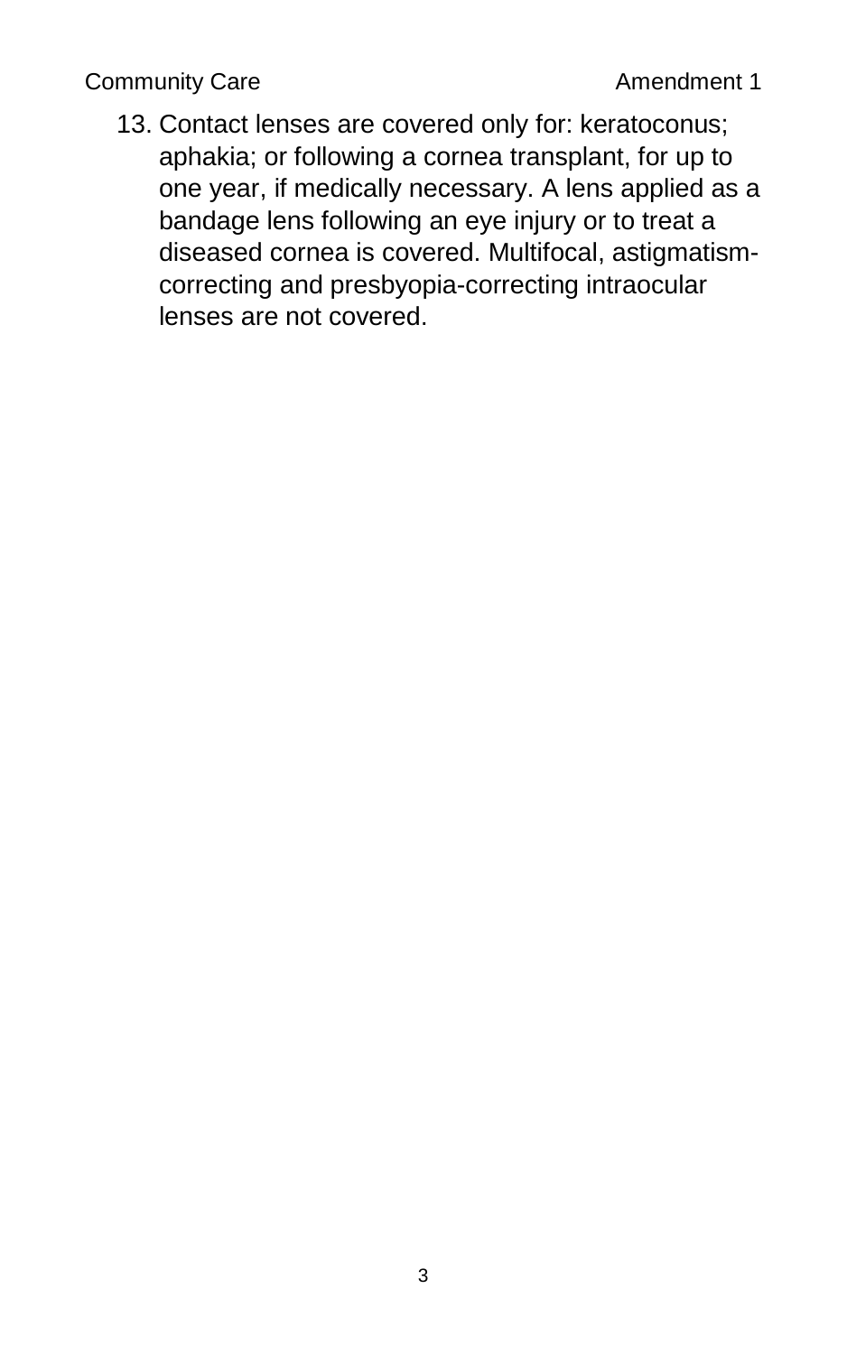13. Contact lenses are covered only for: keratoconus; aphakia; or following a cornea transplant, for up to one year, if medically necessary. A lens applied as a bandage lens following an eye injury or to treat a diseased cornea is covered. Multifocal, astigmatism-correcting and presbyopia-correcting intraocular lenses are not covered.